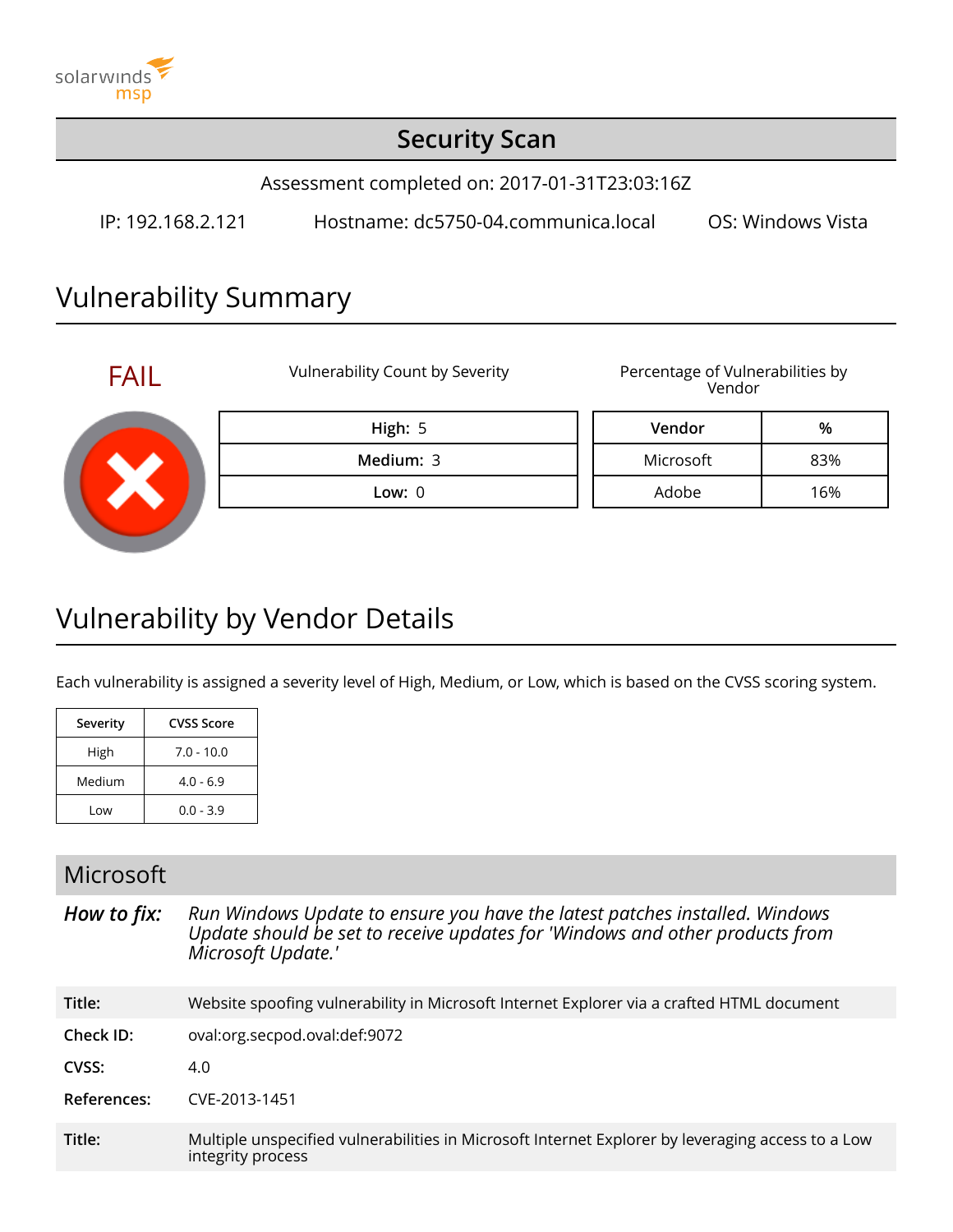solarwinds msp

# Security Scan

Assessment completed on: 2017-01-31T23:03:16Z

IP: 192.168.2.121 Hostname: dc5750-04.communica.local OS: Windows Vista

## Vulnerability Summary

FAIL

Vulnerability Count by Severity

| High: 5 |
| --- |
| Medium: 3 |
| Low: 0 |

Percentage of Vulnerabilities by Vendor

| Vendor | % |
| --- | --- |
| Microsoft | 83% |
| Adobe | 16% |

## Vulnerability by Vendor Details

Each vulnerability is assigned a severity level of High, Medium, or Low, which is based on the CVSS scoring system.

| Severity | CVSS Score |
| --- | --- |
| High | 7.0 - 10.0 |
| Medium | 4.0 - 6.9 |
| Low | 0.0 - 3.9 |

### Microsoft

***How to fix:*** *Run Windows Update to ensure you have the latest patches installed. Windows Update should be set to receive updates for 'Windows and other products from Microsoft Update.'*

| | |
| --- | --- |
| **Title:** | Website spoofing vulnerability in Microsoft Internet Explorer via a crafted HTML document |
| **Check ID:** | oval:org.secpod.oval:def:9072 |
| **CVSS:** | 4.0 |
| **References:** | CVE-2013-1451 |

| | |
| --- | --- |
| **Title:** | Multiple unspecified vulnerabilities in Microsoft Internet Explorer by leveraging access to a Low integrity process |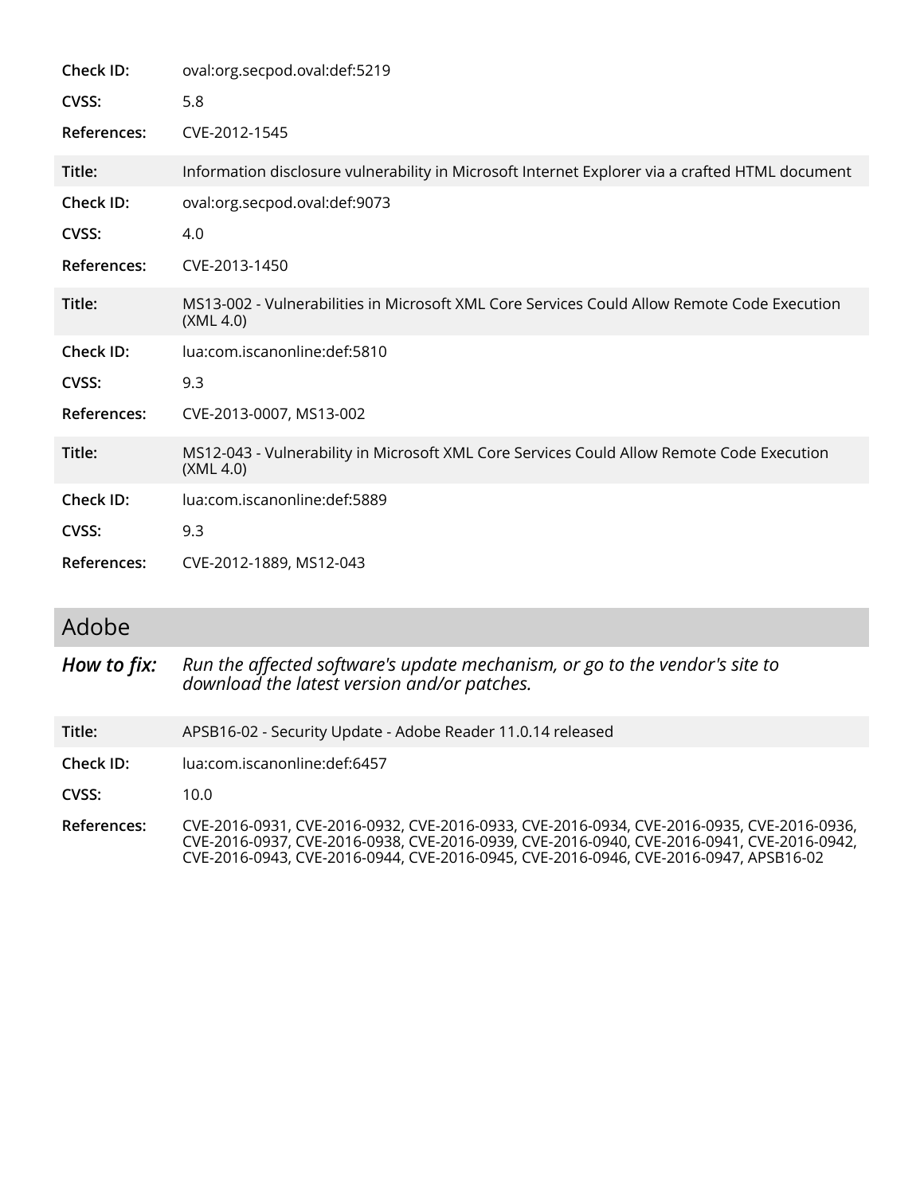| | |
|---|---|
| **Check ID:** | oval:org.secpod.oval:def:5219 |
| **CVSS:** | 5.8 |
| **References:** | CVE-2012-1545 |

| | |
|---|---|
| **Title:** | Information disclosure vulnerability in Microsoft Internet Explorer via a crafted HTML document |
| **Check ID:** | oval:org.secpod.oval:def:9073 |
| **CVSS:** | 4.0 |
| **References:** | CVE-2013-1450 |

| | |
|---|---|
| **Title:** | MS13-002 - Vulnerabilities in Microsoft XML Core Services Could Allow Remote Code Execution (XML 4.0) |
| **Check ID:** | lua:com.iscanonline:def:5810 |
| **CVSS:** | 9.3 |
| **References:** | CVE-2013-0007, MS13-002 |

| | |
|---|---|
| **Title:** | MS12-043 - Vulnerability in Microsoft XML Core Services Could Allow Remote Code Execution (XML 4.0) |
| **Check ID:** | lua:com.iscanonline:def:5889 |
| **CVSS:** | 9.3 |
| **References:** | CVE-2012-1889, MS12-043 |

## Adobe

***How to fix:*** *Run the affected software's update mechanism, or go to the vendor's site to download the latest version and/or patches.*

| | |
|---|---|
| **Title:** | APSB16-02 - Security Update - Adobe Reader 11.0.14 released |
| **Check ID:** | lua:com.iscanonline:def:6457 |
| **CVSS:** | 10.0 |
| **References:** | CVE-2016-0931, CVE-2016-0932, CVE-2016-0933, CVE-2016-0934, CVE-2016-0935, CVE-2016-0936, CVE-2016-0937, CVE-2016-0938, CVE-2016-0939, CVE-2016-0940, CVE-2016-0941, CVE-2016-0942, CVE-2016-0943, CVE-2016-0944, CVE-2016-0945, CVE-2016-0946, CVE-2016-0947, APSB16-02 |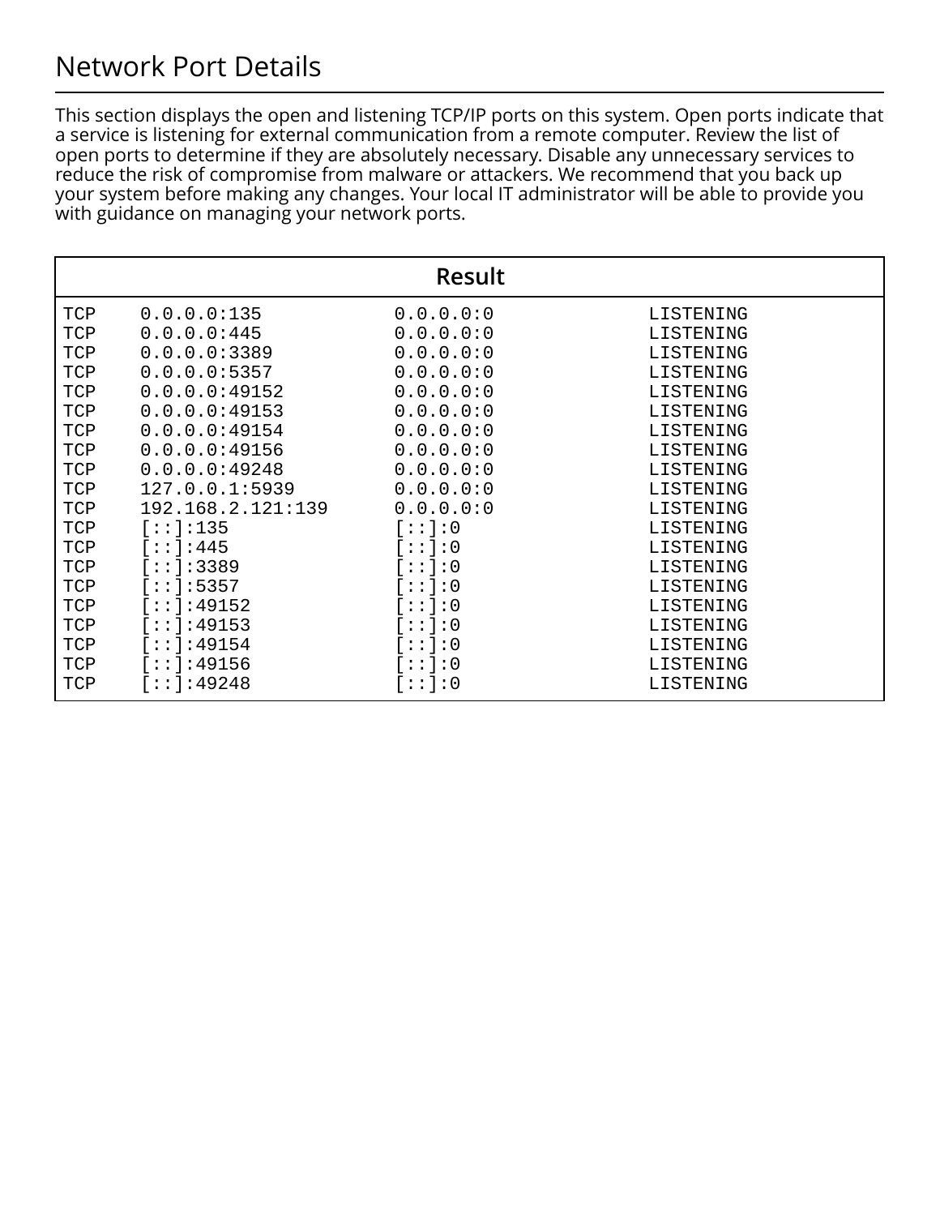## Network Port Details

This section displays the open and listening TCP/IP ports on this system. Open ports indicate that a service is listening for external communication from a remote computer. Review the list of open ports to determine if they are absolutely necessary. Disable any unnecessary services to reduce the risk of compromise from malware or attackers. We recommend that you back up your system before making any changes. Your local IT administrator will be able to provide you with guidance on managing your network ports.

**Result**

```
TCP    0.0.0.0:135            0.0.0.0:0              LISTENING
TCP    0.0.0.0:445            0.0.0.0:0              LISTENING
TCP    0.0.0.0:3389           0.0.0.0:0              LISTENING
TCP    0.0.0.0:5357           0.0.0.0:0              LISTENING
TCP    0.0.0.0:49152          0.0.0.0:0              LISTENING
TCP    0.0.0.0:49153          0.0.0.0:0              LISTENING
TCP    0.0.0.0:49154          0.0.0.0:0              LISTENING
TCP    0.0.0.0:49156          0.0.0.0:0              LISTENING
TCP    0.0.0.0:49248          0.0.0.0:0              LISTENING
TCP    127.0.0.1:5939         0.0.0.0:0              LISTENING
TCP    192.168.2.121:139      0.0.0.0:0              LISTENING
TCP    [::]:135               [::]:0                 LISTENING
TCP    [::]:445               [::]:0                 LISTENING
TCP    [::]:3389              [::]:0                 LISTENING
TCP    [::]:5357              [::]:0                 LISTENING
TCP    [::]:49152             [::]:0                 LISTENING
TCP    [::]:49153             [::]:0                 LISTENING
TCP    [::]:49154             [::]:0                 LISTENING
TCP    [::]:49156             [::]:0                 LISTENING
TCP    [::]:49248             [::]:0                 LISTENING
```